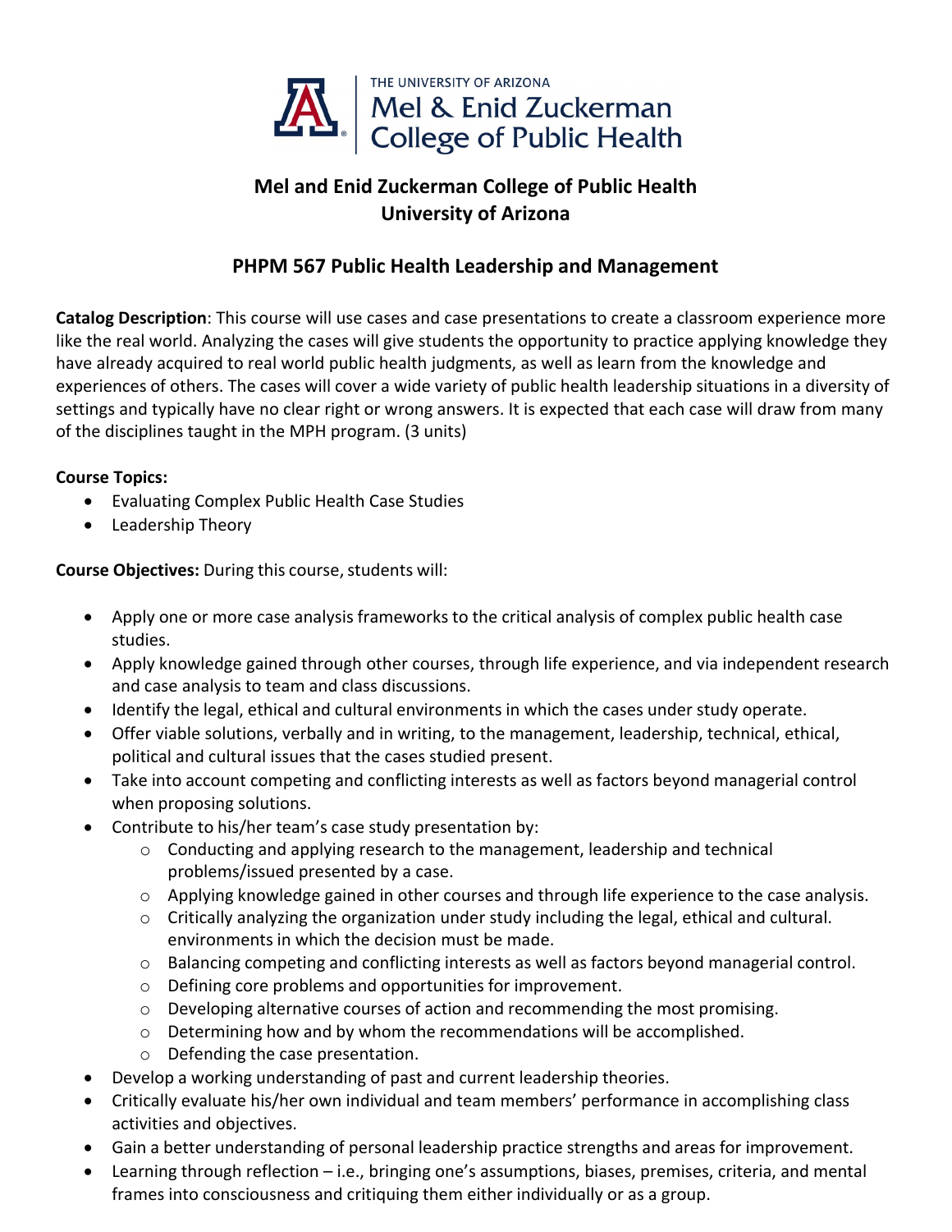THE UNIVERSITY OF ARIZONA
Mel & Enid Zuckerman
College of Public Health

# Mel and Enid Zuckerman College of Public Health
# University of Arizona

## PHPM 567 Public Health Leadership and Management

**Catalog Description**: This course will use cases and case presentations to create a classroom experience more like the real world. Analyzing the cases will give students the opportunity to practice applying knowledge they have already acquired to real world public health judgments, as well as learn from the knowledge and experiences of others. The cases will cover a wide variety of public health leadership situations in a diversity of settings and typically have no clear right or wrong answers. It is expected that each case will draw from many of the disciplines taught in the MPH program. (3 units)

**Course Topics:**

- Evaluating Complex Public Health Case Studies
- Leadership Theory

**Course Objectives:** During this course, students will:

- Apply one or more case analysis frameworks to the critical analysis of complex public health case studies.
- Apply knowledge gained through other courses, through life experience, and via independent research and case analysis to team and class discussions.
- Identify the legal, ethical and cultural environments in which the cases under study operate.
- Offer viable solutions, verbally and in writing, to the management, leadership, technical, ethical, political and cultural issues that the cases studied present.
- Take into account competing and conflicting interests as well as factors beyond managerial control when proposing solutions.
- Contribute to his/her team's case study presentation by:
    - Conducting and applying research to the management, leadership and technical problems/issued presented by a case.
    - Applying knowledge gained in other courses and through life experience to the case analysis.
    - Critically analyzing the organization under study including the legal, ethical and cultural. environments in which the decision must be made.
    - Balancing competing and conflicting interests as well as factors beyond managerial control.
    - Defining core problems and opportunities for improvement.
    - Developing alternative courses of action and recommending the most promising.
    - Determining how and by whom the recommendations will be accomplished.
    - Defending the case presentation.
- Develop a working understanding of past and current leadership theories.
- Critically evaluate his/her own individual and team members' performance in accomplishing class activities and objectives.
- Gain a better understanding of personal leadership practice strengths and areas for improvement.
- Learning through reflection – i.e., bringing one's assumptions, biases, premises, criteria, and mental frames into consciousness and critiquing them either individually or as a group.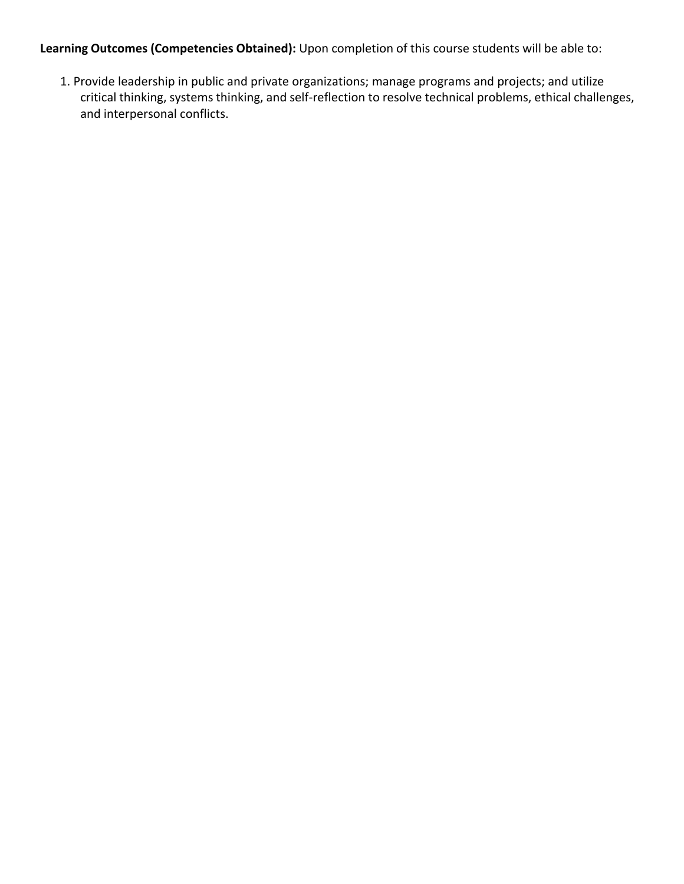**Learning Outcomes (Competencies Obtained):** Upon completion of this course students will be able to:

1. Provide leadership in public and private organizations; manage programs and projects; and utilize critical thinking, systems thinking, and self-reflection to resolve technical problems, ethical challenges, and interpersonal conflicts.